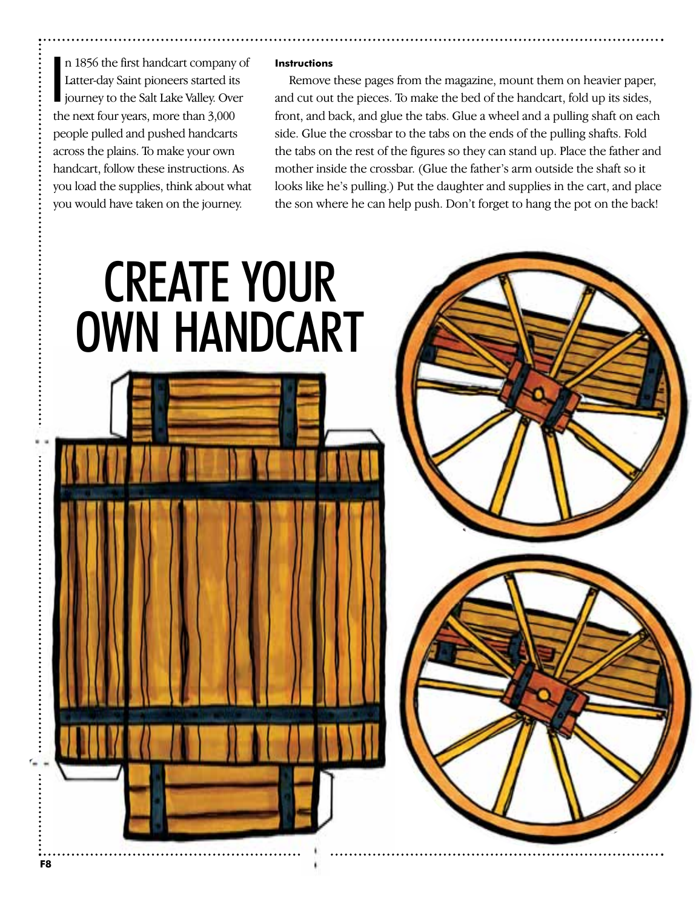In 1856 the first handcart company of Latter-day Saint pioneers started its journey to the Salt Lake Valley. Over the next four years, more than 3,000 people pulled and pushed handcarts across the plains. To make your own handcart, follow these instructions. As you load the supplies, think about what you would have taken on the journey.

**Instructions**

Remove these pages from the magazine, mount them on heavier paper, and cut out the pieces. To make the bed of the handcart, fold up its sides, front, and back, and glue the tabs. Glue a wheel and a pulling shaft on each side. Glue the crossbar to the tabs on the ends of the pulling shafts. Fold the tabs on the rest of the figures so they can stand up. Place the father and mother inside the crossbar. (Glue the father's arm outside the shaft so it looks like he's pulling.) Put the daughter and supplies in the cart, and place the son where he can help push. Don't forget to hang the pot on the back!

# CREATE YOUR OWN HANDCART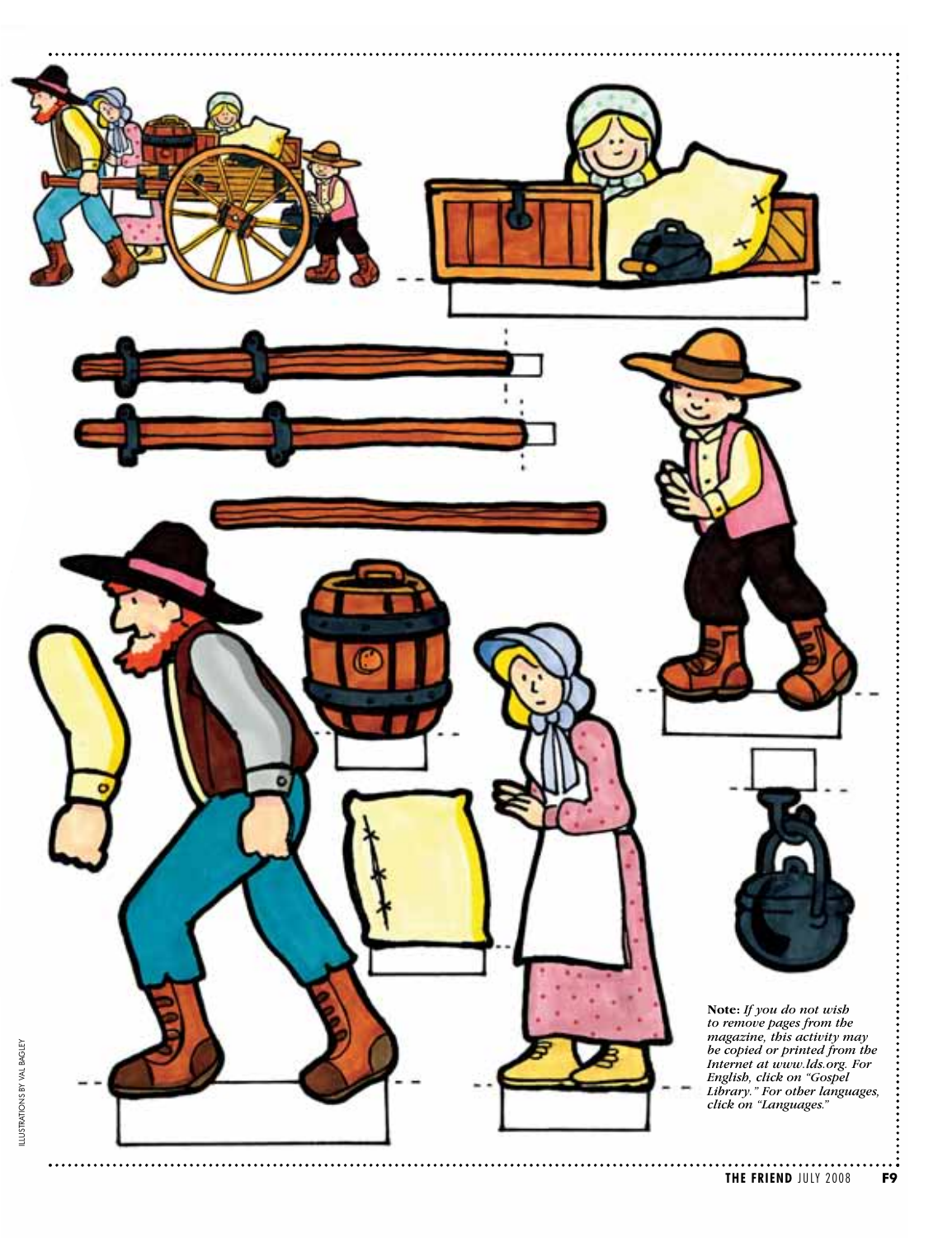**Note:** *If you do not wish to remove pages from the magazine, this activity may be copied or printed from the Internet at www.lds.org. For English, click on "Gospel Library." For other languages, click on "Languages."*

ILLUSTRATIONS BY VAL BAGLEY